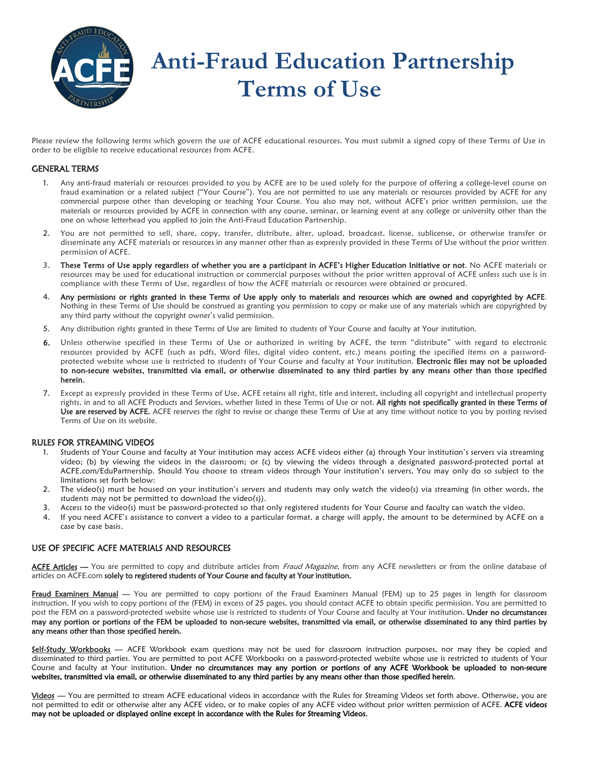# Anti-Fraud Education Partnership Terms of Use

Please review the following terms which govern the use of ACFE educational resources. You must submit a signed copy of these Terms of Use in order to be eligible to receive educational resources from ACFE.

## GENERAL TERMS

1. Any anti-fraud materials or resources provided to you by ACFE are to be used solely for the purpose of offering a college-level course on fraud examination or a related subject ("Your Course"). You are not permitted to use any materials or resources provided by ACFE for any commercial purpose other than developing or teaching Your Course. You also may not, without ACFE's prior written permission, use the materials or resources provided by ACFE in connection with any course, seminar, or learning event at any college or university other than the one on whose letterhead you applied to join the Anti-Fraud Education Partnership.
2. You are not permitted to sell, share, copy, transfer, distribute, alter, upload, broadcast, license, sublicense, or otherwise transfer or disseminate any ACFE materials or resources in any manner other than as expressly provided in these Terms of Use without the prior written permission of ACFE.
3. **These Terms of Use apply regardless of whether you are a participant in ACFE's Higher Education Initiative or not**. No ACFE materials or resources may be used for educational instruction or commercial purposes without the prior written approval of ACFE unless such use is in compliance with these Terms of Use, regardless of how the ACFE materials or resources were obtained or procured.
4. **Any permissions or rights granted in these Terms of Use apply only to materials and resources which are owned and copyrighted by ACFE**. Nothing in these Terms of Use should be construed as granting you permission to copy or make use of any materials which are copyrighted by any third party without the copyright owner's valid permission.
5. Any distribution rights granted in these Terms of Use are limited to students of Your Course and faculty at Your institution.
6. Unless otherwise specified in these Terms of Use or authorized in writing by ACFE, the term "distribute" with regard to electronic resources provided by ACFE (such as pdfs, Word files, digital video content, etc.) means posting the specified items on a password-protected website whose use is restricted to students of Your Course and faculty at Your institution. **Electronic files may not be uploaded to non-secure websites, transmitted via email, or otherwise disseminated to any third parties by any means other than those specified herein.**
7. Except as expressly provided in these Terms of Use, ACFE retains all right, title and interest, including all copyright and intellectual property rights, in and to all ACFE Products and Services, whether listed in these Terms of Use or not. **All rights not specifically granted in these Terms of Use are reserved by ACFE.** ACFE reserves the right to revise or change these Terms of Use at any time without notice to you by posting revised Terms of Use on its website.

## RULES FOR STREAMING VIDEOS

1. Students of Your Course and faculty at Your institution may access ACFE videos either (a) through Your institution's servers via streaming video; (b) by viewing the videos in the classroom; or (c) by viewing the videos through a designated password-protected portal at ACFE.com/EduPartnership. Should You choose to stream videos through Your institution's servers, You may only do so subject to the limitations set forth below:
2. The video(s) must be housed on your institution's servers and students may only watch the video(s) via streaming (in other words, the students may not be permitted to download the video(s)).
3. Access to the video(s) must be password-protected so that only registered students for Your Course and faculty can watch the video.
4. If you need ACFE's assistance to convert a video to a particular format, a charge will apply, the amount to be determined by ACFE on a case by case basis.

## USE OF SPECIFIC ACFE MATERIALS AND RESOURCES

ACFE Articles — You are permitted to copy and distribute articles from *Fraud Magazine*, from any ACFE newsletters or from the online database of articles on ACFE.com **solely to registered students of Your Course and faculty at Your institution.**

Fraud Examiners Manual — You are permitted to copy portions of the Fraud Examiners Manual (FEM) up to 25 pages in length for classroom instruction. If you wish to copy portions of the (FEM) in excess of 25 pages, you should contact ACFE to obtain specific permission. You are permitted to post the FEM on a password-protected website whose use is restricted to students of Your Course and faculty at Your institution. **Under no circumstances may any portion or portions of the FEM be uploaded to non-secure websites, transmitted via email, or otherwise disseminated to any third parties by any means other than those specified herein.**

Self-Study Workbooks — ACFE Workbook exam questions may not be used for classroom instruction purposes, nor may they be copied and disseminated to third parties. You are permitted to post ACFE Workbooks on a password-protected website whose use is restricted to students of Your Course and faculty at Your institution. **Under no circumstances may any portion or portions of any ACFE Workbook be uploaded to non-secure websites, transmitted via email, or otherwise disseminated to any third parties by any means other than those specified herein.**

Videos — You are permitted to stream ACFE educational videos in accordance with the Rules for Streaming Videos set forth above. Otherwise, you are not permitted to edit or otherwise alter any ACFE video, or to make copies of any ACFE video without prior written permission of ACFE. **ACFE videos may not be uploaded or displayed online except in accordance with the Rules for Streaming Videos.**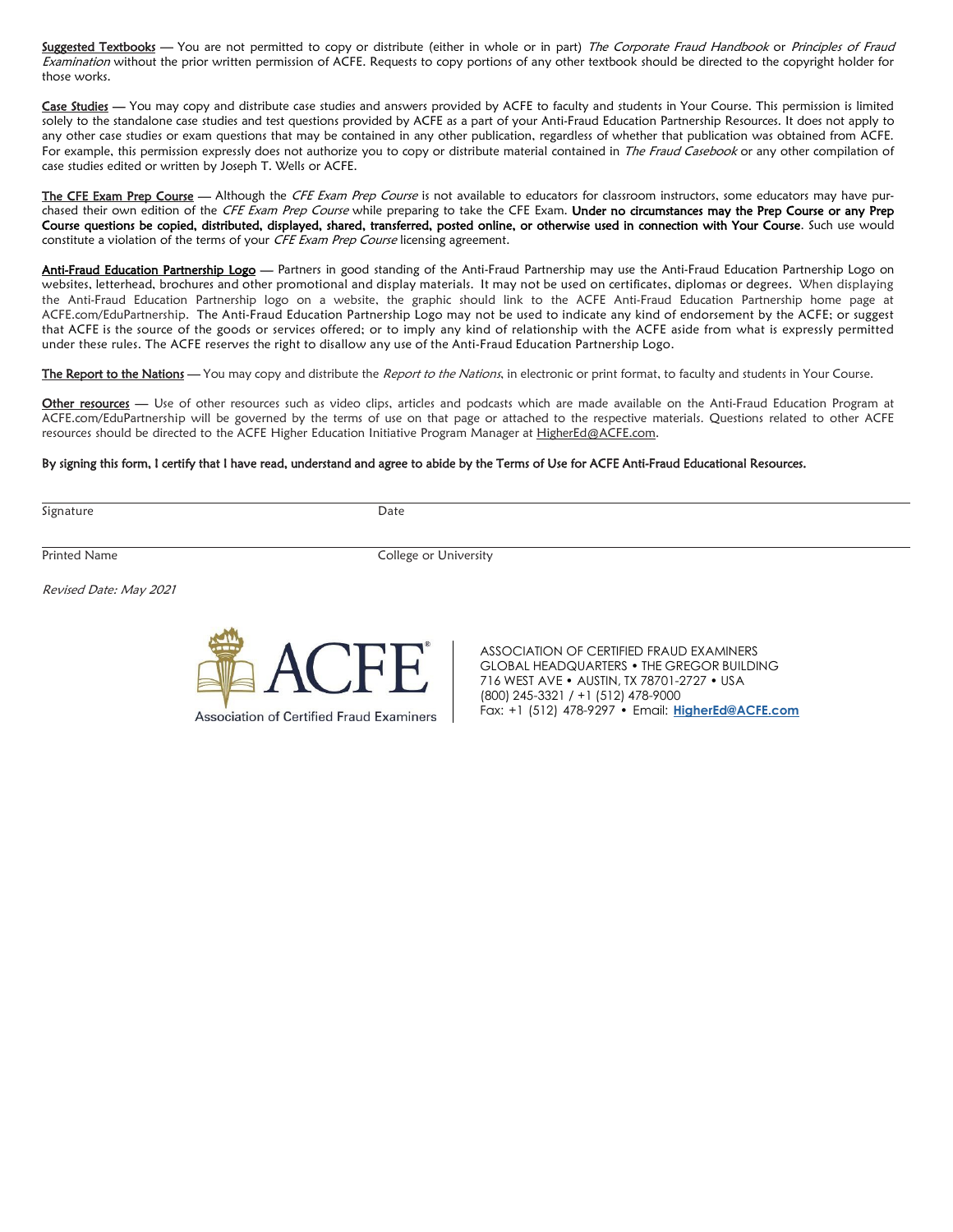**Suggested Textbooks** — You are not permitted to copy or distribute (either in whole or in part) *The Corporate Fraud Handbook* or *Principles of Fraud Examination* without the prior written permission of ACFE. Requests to copy portions of any other textbook should be directed to the copyright holder for those works.

**Case Studies** — You may copy and distribute case studies and answers provided by ACFE to faculty and students in Your Course. This permission is limited solely to the standalone case studies and test questions provided by ACFE as a part of your Anti-Fraud Education Partnership Resources. It does not apply to any other case studies or exam questions that may be contained in any other publication, regardless of whether that publication was obtained from ACFE. For example, this permission expressly does not authorize you to copy or distribute material contained in *The Fraud Casebook* or any other compilation of case studies edited or written by Joseph T. Wells or ACFE.

**The CFE Exam Prep Course** — Although the *CFE Exam Prep Course* is not available to educators for classroom instructors, some educators may have purchased their own edition of the *CFE Exam Prep Course* while preparing to take the CFE Exam. **Under no circumstances may the Prep Course or any Prep Course questions be copied, distributed, displayed, shared, transferred, posted online, or otherwise used in connection with Your Course**. Such use would constitute a violation of the terms of your *CFE Exam Prep Course* licensing agreement.

**Anti-Fraud Education Partnership Logo** — Partners in good standing of the Anti-Fraud Partnership may use the Anti-Fraud Education Partnership Logo on websites, letterhead, brochures and other promotional and display materials. It may not be used on certificates, diplomas or degrees. When displaying the Anti-Fraud Education Partnership logo on a website, the graphic should link to the ACFE Anti-Fraud Education Partnership home page at ACFE.com/EduPartnership. The Anti-Fraud Education Partnership Logo may not be used to indicate any kind of endorsement by the ACFE; or suggest that ACFE is the source of the goods or services offered; or to imply any kind of relationship with the ACFE aside from what is expressly permitted under these rules. The ACFE reserves the right to disallow any use of the Anti-Fraud Education Partnership Logo.

**The Report to the Nations** — You may copy and distribute the *Report to the Nations*, in electronic or print format, to faculty and students in Your Course.

**Other resources** — Use of other resources such as video clips, articles and podcasts which are made available on the Anti-Fraud Education Program at ACFE.com/EduPartnership will be governed by the terms of use on that page or attached to the respective materials. Questions related to other ACFE resources should be directed to the ACFE Higher Education Initiative Program Manager at HigherEd@ACFE.com.

**By signing this form, I certify that I have read, understand and agree to abide by the Terms of Use for ACFE Anti-Fraud Educational Resources.**

Signature ____________________ Date ____________________

Printed Name ____________________ College or University ____________________

*Revised Date: May 2021*

ACFE
Association of Certified Fraud Examiners

ASSOCIATION OF CERTIFIED FRAUD EXAMINERS
GLOBAL HEADQUARTERS • THE GREGOR BUILDING
716 WEST AVE • AUSTIN, TX 78701-2727 • USA
(800) 245-3321 / +1 (512) 478-9000
Fax: +1 (512) 478-9297 • Email: **HigherEd@ACFE.com**